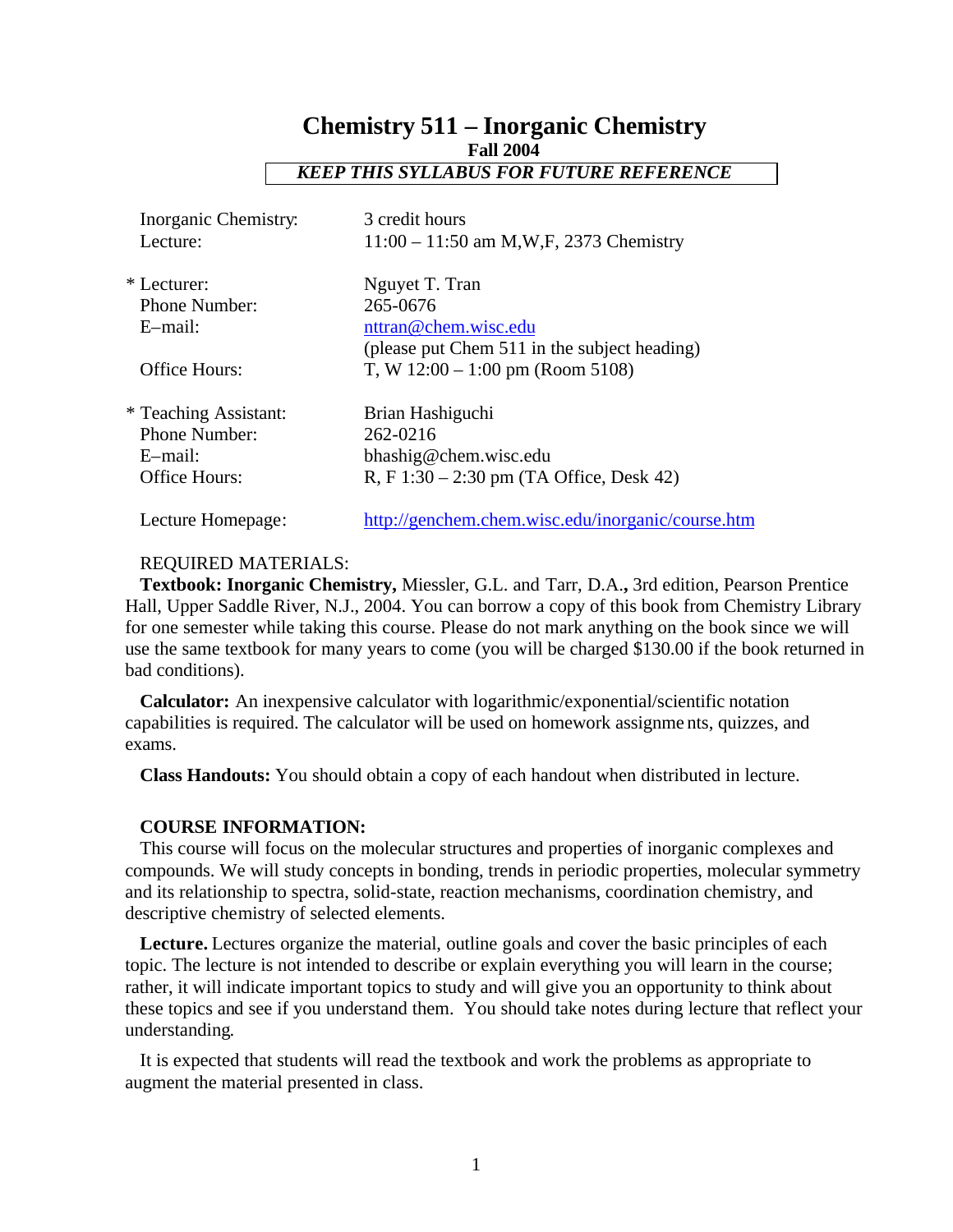# Chemistry 511 – Inorganic Chemistry

**Fall 2004**

***KEEP THIS SYLLABUS FOR FUTURE REFERENCE***

| | |
|---|---|
| Inorganic Chemistry: | 3 credit hours |
| Lecture: | 11:00 – 11:50 am M,W,F, 2373 Chemistry |
| * Lecturer: | Nguyet T. Tran |
| Phone Number: | 265-0676 |
| E–mail: | nttran@chem.wisc.edu (please put Chem 511 in the subject heading) |
| Office Hours: | T, W 12:00 – 1:00 pm (Room 5108) |
| * Teaching Assistant: | Brian Hashiguchi |
| Phone Number: | 262-0216 |
| E–mail: | bhashig@chem.wisc.edu |
| Office Hours: | R, F 1:30 – 2:30 pm (TA Office, Desk 42) |
| Lecture Homepage: | http://genchem.chem.wisc.edu/inorganic/course.htm |

REQUIRED MATERIALS:

**Textbook: Inorganic Chemistry,** Miessler, G.L. and Tarr, D.A.**,** 3rd edition, Pearson Prentice Hall, Upper Saddle River, N.J., 2004. You can borrow a copy of this book from Chemistry Library for one semester while taking this course. Please do not mark anything on the book since we will use the same textbook for many years to come (you will be charged $130.00 if the book returned in bad conditions).

**Calculator:** An inexpensive calculator with logarithmic/exponential/scientific notation capabilities is required. The calculator will be used on homework assignments, quizzes, and exams.

**Class Handouts:** You should obtain a copy of each handout when distributed in lecture.

**COURSE INFORMATION:**

This course will focus on the molecular structures and properties of inorganic complexes and compounds. We will study concepts in bonding, trends in periodic properties, molecular symmetry and its relationship to spectra, solid-state, reaction mechanisms, coordination chemistry, and descriptive chemistry of selected elements.

**Lecture.** Lectures organize the material, outline goals and cover the basic principles of each topic. The lecture is not intended to describe or explain everything you will learn in the course; rather, it will indicate important topics to study and will give you an opportunity to think about these topics and see if you understand them. You should take notes during lecture that reflect your understanding.

It is expected that students will read the textbook and work the problems as appropriate to augment the material presented in class.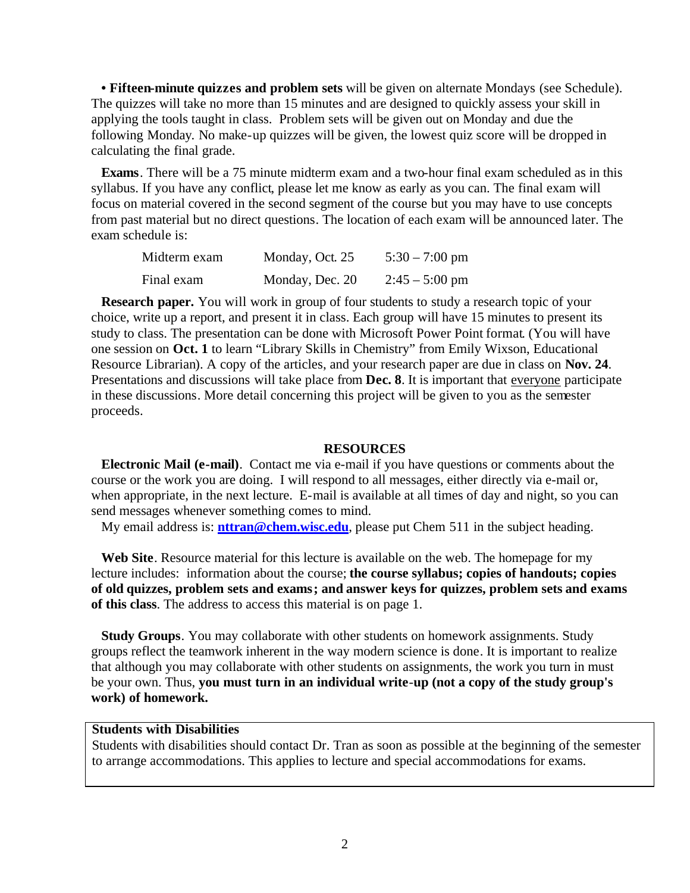• **Fifteen-minute quizzes and problem sets** will be given on alternate Mondays (see Schedule). The quizzes will take no more than 15 minutes and are designed to quickly assess your skill in applying the tools taught in class. Problem sets will be given out on Monday and due the following Monday. No make-up quizzes will be given, the lowest quiz score will be dropped in calculating the final grade.

**Exams**. There will be a 75 minute midterm exam and a two-hour final exam scheduled as in this syllabus. If you have any conflict, please let me know as early as you can. The final exam will focus on material covered in the second segment of the course but you may have to use concepts from past material but no direct questions. The location of each exam will be announced later. The exam schedule is:

| | | |
|---|---|---|
| Midterm exam | Monday, Oct. 25 | 5:30 – 7:00 pm |
| Final exam | Monday, Dec. 20 | 2:45 – 5:00 pm |

**Research paper.** You will work in group of four students to study a research topic of your choice, write up a report, and present it in class. Each group will have 15 minutes to present its study to class. The presentation can be done with Microsoft Power Point format. (You will have one session on **Oct. 1** to learn "Library Skills in Chemistry" from Emily Wixson, Educational Resource Librarian). A copy of the articles, and your research paper are due in class on **Nov. 24**. Presentations and discussions will take place from **Dec. 8**. It is important that <u>everyone</u> participate in these discussions. More detail concerning this project will be given to you as the semester proceeds.

## RESOURCES

**Electronic Mail (e-mail)**. Contact me via e-mail if you have questions or comments about the course or the work you are doing. I will respond to all messages, either directly via e-mail or, when appropriate, in the next lecture. E-mail is available at all times of day and night, so you can send messages whenever something comes to mind.

My email address is: **nttran@chem.wisc.edu**, please put Chem 511 in the subject heading.

**Web Site**. Resource material for this lecture is available on the web. The homepage for my lecture includes: information about the course; **the course syllabus; copies of handouts; copies of old quizzes, problem sets and exams; and answer keys for quizzes, problem sets and exams of this class**. The address to access this material is on page 1.

**Study Groups**. You may collaborate with other students on homework assignments. Study groups reflect the teamwork inherent in the way modern science is done. It is important to realize that although you may collaborate with other students on assignments, the work you turn in must be your own. Thus, **you must turn in an individual write-up (not a copy of the study group's work) of homework.**

**Students with Disabilities**

Students with disabilities should contact Dr. Tran as soon as possible at the beginning of the semester to arrange accommodations. This applies to lecture and special accommodations for exams.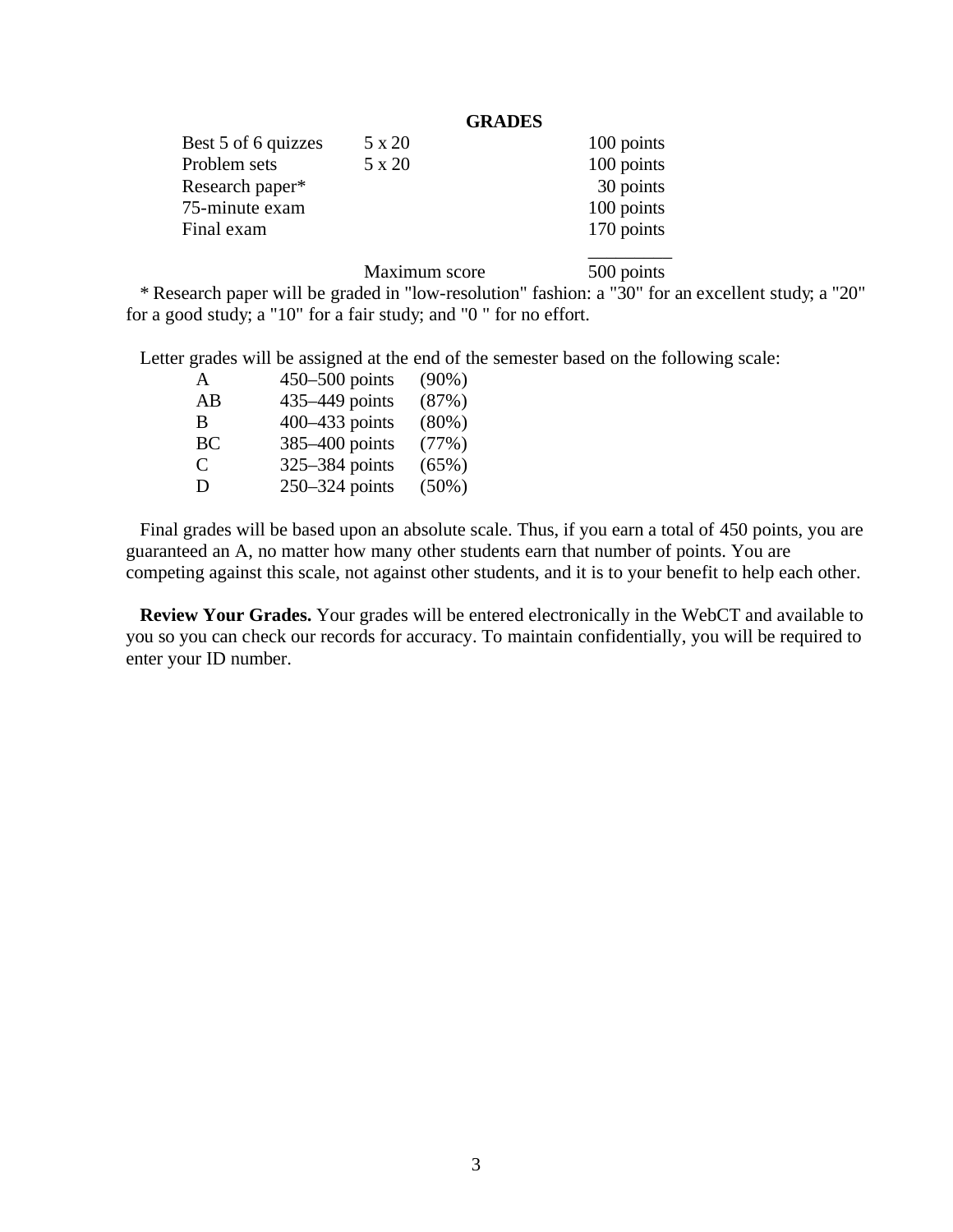## GRADES

| | | |
|---|---|---|
| Best 5 of 6 quizzes | 5 x 20 | 100 points |
| Problem sets | 5 x 20 | 100 points |
| Research paper* | | 30 points |
| 75-minute exam | | 100 points |
| Final exam | | 170 points |
| | Maximum score | 500 points |

\* Research paper will be graded in "low-resolution" fashion: a "30" for an excellent study; a "20" for a good study; a "10" for a fair study; and "0 " for no effort.

Letter grades will be assigned at the end of the semester based on the following scale:

| | | |
|---|---|---|
| A | 450–500 points | (90%) |
| AB | 435–449 points | (87%) |
| B | 400–433 points | (80%) |
| BC | 385–400 points | (77%) |
| C | 325–384 points | (65%) |
| D | 250–324 points | (50%) |

Final grades will be based upon an absolute scale. Thus, if you earn a total of 450 points, you are guaranteed an A, no matter how many other students earn that number of points. You are competing against this scale, not against other students, and it is to your benefit to help each other.

**Review Your Grades.** Your grades will be entered electronically in the WebCT and available to you so you can check our records for accuracy. To maintain confidentially, you will be required to enter your ID number.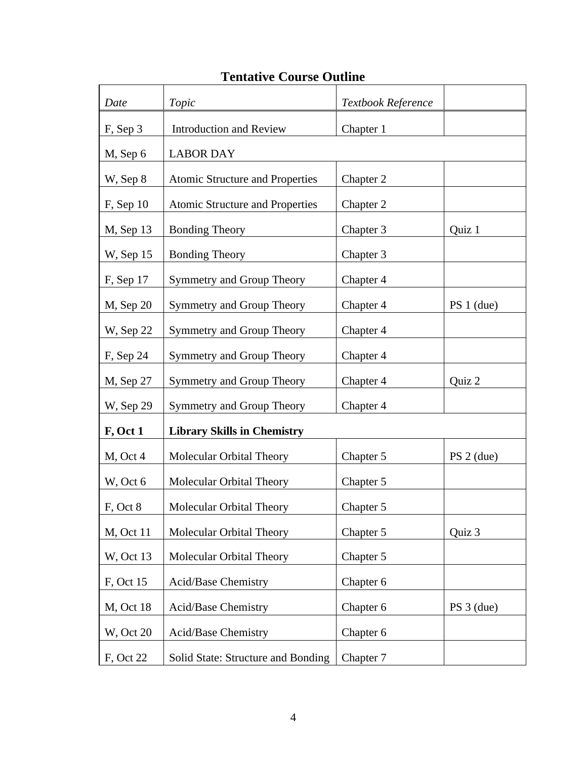## Tentative Course Outline

| *Date* | *Topic* | *Textbook Reference* | |
|---|---|---|---|
| F, Sep 3 | Introduction and Review | Chapter 1 | |
| M, Sep 6 | LABOR DAY | | |
| W, Sep 8 | Atomic Structure and Properties | Chapter 2 | |
| F, Sep 10 | Atomic Structure and Properties | Chapter 2 | |
| M, Sep 13 | Bonding Theory | Chapter 3 | Quiz 1 |
| W, Sep 15 | Bonding Theory | Chapter 3 | |
| F, Sep 17 | Symmetry and Group Theory | Chapter 4 | |
| M, Sep 20 | Symmetry and Group Theory | Chapter 4 | PS 1 (due) |
| W, Sep 22 | Symmetry and Group Theory | Chapter 4 | |
| F, Sep 24 | Symmetry and Group Theory | Chapter 4 | |
| M, Sep 27 | Symmetry and Group Theory | Chapter 4 | Quiz 2 |
| W, Sep 29 | Symmetry and Group Theory | Chapter 4 | |
| **F, Oct 1** | **Library Skills in Chemistry** | | |
| M, Oct 4 | Molecular Orbital Theory | Chapter 5 | PS 2 (due) |
| W, Oct 6 | Molecular Orbital Theory | Chapter 5 | |
| F, Oct 8 | Molecular Orbital Theory | Chapter 5 | |
| M, Oct 11 | Molecular Orbital Theory | Chapter 5 | Quiz 3 |
| W, Oct 13 | Molecular Orbital Theory | Chapter 5 | |
| F, Oct 15 | Acid/Base Chemistry | Chapter 6 | |
| M, Oct 18 | Acid/Base Chemistry | Chapter 6 | PS 3 (due) |
| W, Oct 20 | Acid/Base Chemistry | Chapter 6 | |
| F, Oct 22 | Solid State: Structure and Bonding | Chapter 7 | |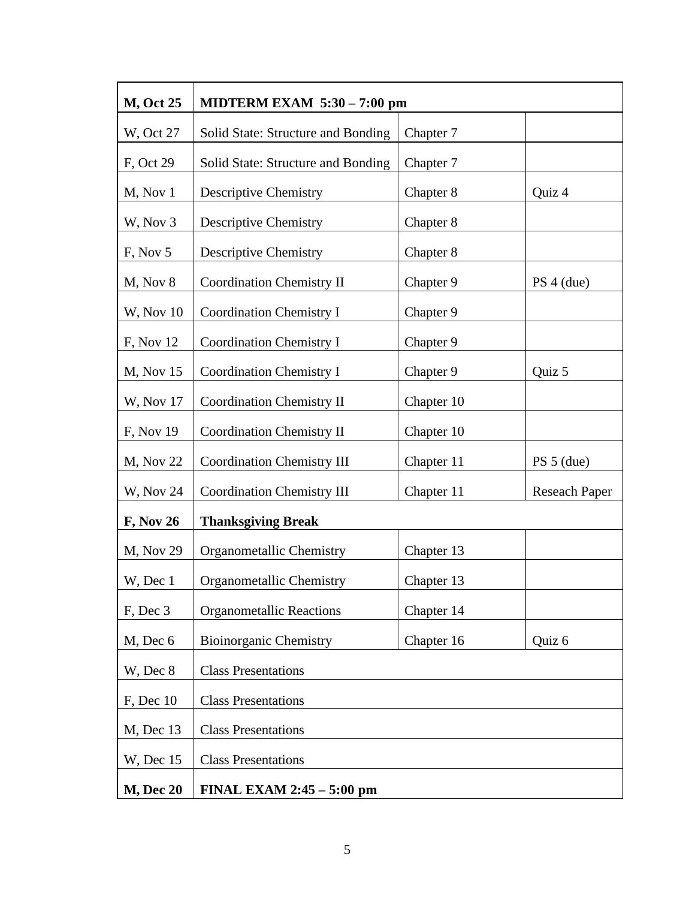| | | | |
|---|---|---|---|
| **M, Oct 25** | **MIDTERM EXAM 5:30 – 7:00 pm** | | |
| W, Oct 27 | Solid State: Structure and Bonding | Chapter 7 | |
| F, Oct 29 | Solid State: Structure and Bonding | Chapter 7 | |
| M, Nov 1 | Descriptive Chemistry | Chapter 8 | Quiz 4 |
| W, Nov 3 | Descriptive Chemistry | Chapter 8 | |
| F, Nov 5 | Descriptive Chemistry | Chapter 8 | |
| M, Nov 8 | Coordination Chemistry II | Chapter 9 | PS 4 (due) |
| W, Nov 10 | Coordination Chemistry I | Chapter 9 | |
| F, Nov 12 | Coordination Chemistry I | Chapter 9 | |
| M, Nov 15 | Coordination Chemistry I | Chapter 9 | Quiz 5 |
| W, Nov 17 | Coordination Chemistry II | Chapter 10 | |
| F, Nov 19 | Coordination Chemistry II | Chapter 10 | |
| M, Nov 22 | Coordination Chemistry III | Chapter 11 | PS 5 (due) |
| W, Nov 24 | Coordination Chemistry III | Chapter 11 | Reseach Paper |
| **F, Nov 26** | **Thanksgiving Break** | | |
| M, Nov 29 | Organometallic Chemistry | Chapter 13 | |
| W, Dec 1 | Organometallic Chemistry | Chapter 13 | |
| F, Dec 3 | Organometallic Reactions | Chapter 14 | |
| M, Dec 6 | Bioinorganic Chemistry | Chapter 16 | Quiz 6 |
| W, Dec 8 | Class Presentations | | |
| F, Dec 10 | Class Presentations | | |
| M, Dec 13 | Class Presentations | | |
| W, Dec 15 | Class Presentations | | |
| **M, Dec 20** | **FINAL EXAM 2:45 – 5:00 pm** | | |